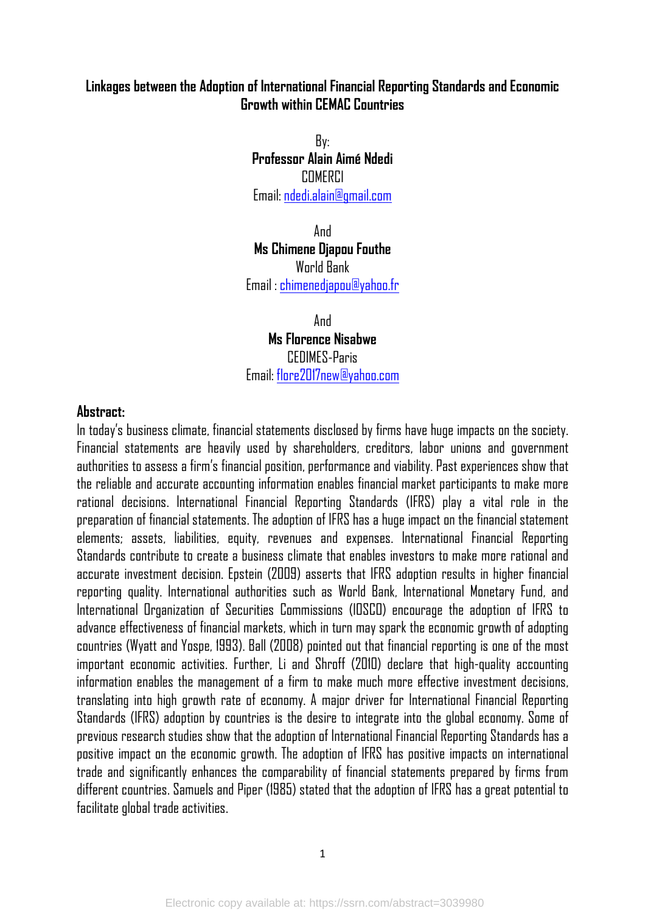# Linkages between the Adoption of International Financial Reporting Standards and Economic Growth within CEMAC Countries

By:

**Professor Alain Aimé Ndedi**
COMERCI
Email: ndedi.alain@gmail.com

And

**Ms Chimene Djapou Fouthe**
World Bank
Email : chimenedjapou@yahoo.fr

And

**Ms Florence Nisabwe**
CEDIMES-Paris
Email: flore2017new@yahoo.com

## Abstract:

In today's business climate, financial statements disclosed by firms have huge impacts on the society. Financial statements are heavily used by shareholders, creditors, labor unions and government authorities to assess a firm's financial position, performance and viability. Past experiences show that the reliable and accurate accounting information enables financial market participants to make more rational decisions. International Financial Reporting Standards (IFRS) play a vital role in the preparation of financial statements. The adoption of IFRS has a huge impact on the financial statement elements; assets, liabilities, equity, revenues and expenses. International Financial Reporting Standards contribute to create a business climate that enables investors to make more rational and accurate investment decision. Epstein (2009) asserts that IFRS adoption results in higher financial reporting quality. International authorities such as World Bank, International Monetary Fund, and International Organization of Securities Commissions (IOSCO) encourage the adoption of IFRS to advance effectiveness of financial markets, which in turn may spark the economic growth of adopting countries (Wyatt and Yospe, 1993). Ball (2008) pointed out that financial reporting is one of the most important economic activities. Further, Li and Shroff (2010) declare that high-quality accounting information enables the management of a firm to make much more effective investment decisions, translating into high growth rate of economy. A major driver for International Financial Reporting Standards (IFRS) adoption by countries is the desire to integrate into the global economy. Some of previous research studies show that the adoption of International Financial Reporting Standards has a positive impact on the economic growth. The adoption of IFRS has positive impacts on international trade and significantly enhances the comparability of financial statements prepared by firms from different countries. Samuels and Piper (1985) stated that the adoption of IFRS has a great potential to facilitate global trade activities.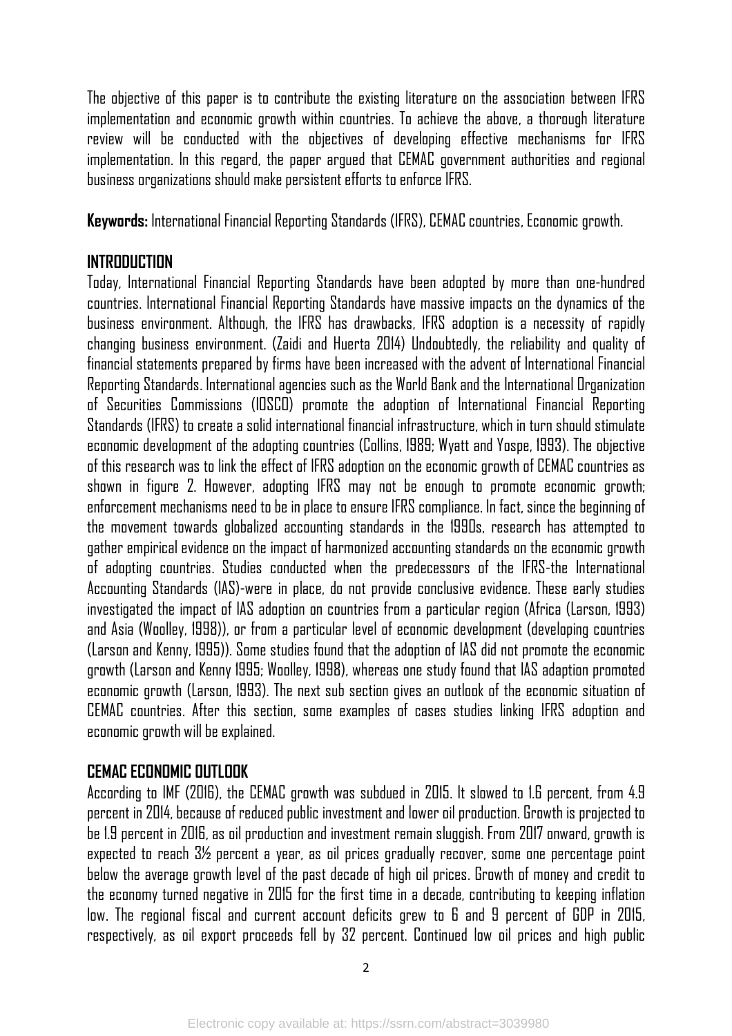The objective of this paper is to contribute the existing literature on the association between IFRS implementation and economic growth within countries. To achieve the above, a thorough literature review will be conducted with the objectives of developing effective mechanisms for IFRS implementation. In this regard, the paper argued that CEMAC government authorities and regional business organizations should make persistent efforts to enforce IFRS.

**Keywords:** International Financial Reporting Standards (IFRS), CEMAC countries, Economic growth.

## INTRODUCTION

Today, International Financial Reporting Standards have been adopted by more than one-hundred countries. International Financial Reporting Standards have massive impacts on the dynamics of the business environment. Although, the IFRS has drawbacks, IFRS adoption is a necessity of rapidly changing business environment. (Zaidi and Huerta 2014) Undoubtedly, the reliability and quality of financial statements prepared by firms have been increased with the advent of International Financial Reporting Standards. International agencies such as the World Bank and the International Organization of Securities Commissions (IOSCO) promote the adoption of International Financial Reporting Standards (IFRS) to create a solid international financial infrastructure, which in turn should stimulate economic development of the adopting countries (Collins, 1989; Wyatt and Yospe, 1993). The objective of this research was to link the effect of IFRS adoption on the economic growth of CEMAC countries as shown in figure 2. However, adopting IFRS may not be enough to promote economic growth; enforcement mechanisms need to be in place to ensure IFRS compliance. In fact, since the beginning of the movement towards globalized accounting standards in the 1990s, research has attempted to gather empirical evidence on the impact of harmonized accounting standards on the economic growth of adopting countries. Studies conducted when the predecessors of the IFRS-the International Accounting Standards (IAS)-were in place, do not provide conclusive evidence. These early studies investigated the impact of IAS adoption on countries from a particular region (Africa (Larson, 1993) and Asia (Woolley, 1998)), or from a particular level of economic development (developing countries (Larson and Kenny, 1995)). Some studies found that the adoption of IAS did not promote the economic growth (Larson and Kenny 1995; Woolley, 1998), whereas one study found that IAS adaption promoted economic growth (Larson, 1993). The next sub section gives an outlook of the economic situation of CEMAC countries. After this section, some examples of cases studies linking IFRS adoption and economic growth will be explained.

## CEMAC ECONOMIC OUTLOOK

According to IMF (2016), the CEMAC growth was subdued in 2015. It slowed to 1.6 percent, from 4.9 percent in 2014, because of reduced public investment and lower oil production. Growth is projected to be 1.9 percent in 2016, as oil production and investment remain sluggish. From 2017 onward, growth is expected to reach 3½ percent a year, as oil prices gradually recover, some one percentage point below the average growth level of the past decade of high oil prices. Growth of money and credit to the economy turned negative in 2015 for the first time in a decade, contributing to keeping inflation low. The regional fiscal and current account deficits grew to 6 and 9 percent of GDP in 2015, respectively, as oil export proceeds fell by 32 percent. Continued low oil prices and high public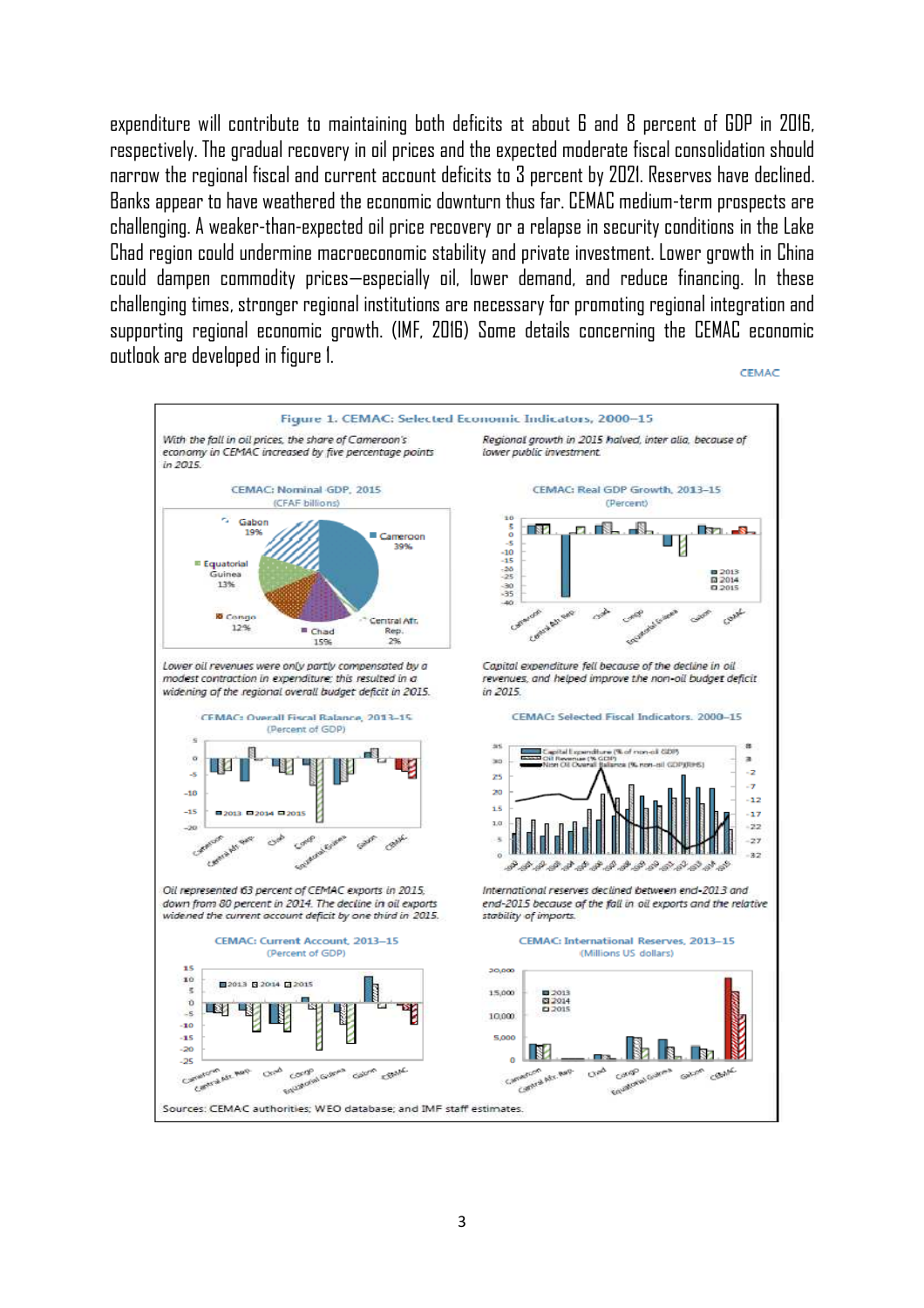expenditure will contribute to maintaining both deficits at about 6 and 8 percent of GDP in 2016, respectively. The gradual recovery in oil prices and the expected moderate fiscal consolidation should narrow the regional fiscal and current account deficits to 3 percent by 2021. Reserves have declined. Banks appear to have weathered the economic downturn thus far. CEMAC medium-term prospects are challenging. A weaker-than-expected oil price recovery or a relapse in security conditions in the Lake Chad region could undermine macroeconomic stability and private investment. Lower growth in China could dampen commodity prices—especially oil, lower demand, and reduce financing. In these challenging times, stronger regional institutions are necessary for promoting regional integration and supporting regional economic growth. (IMF, 2016) Some details concerning the CEMAC economic outlook are developed in figure 1.

CEMAC

**Figure 1. CEMAC: Selected Economic Indicators, 2000–15**

*With the fall in oil prices, the share of Cameroon's economy in CEMAC increased by five percentage points in 2015.*

CEMAC: Nominal GDP, 2015 (CFAF billions)

Gabon 19%; Cameroon 39%; Equatorial Guinea 13%; Congo 12%; Chad 15%; Central Afr. Rep. 2%

*Regional growth in 2015 halved, inter alia, because of lower public investment.*

CEMAC: Real GDP Growth, 2013–15 (Percent)

*Lower oil revenues were only partly compensated by a modest contraction in expenditure; this resulted in a widening of the regional overall budget deficit in 2015.*

CEMAC: Overall Fiscal Balance, 2013–15 (Percent of GDP)

*Capital expenditure fell because of the decline in oil revenues, and helped improve the non-oil budget deficit in 2015.*

CEMAC: Selected Fiscal Indicators, 2000–15

Capital Expenditure (% of non-oil GDP); Oil Revenue (% GDP); Non Oil Overall Balance (% non-oil GDP)(RHS)

*Oil represented 63 percent of CEMAC exports in 2015, down from 80 percent in 2014. The decline in oil exports widened the current account deficit by one third in 2015.*

CEMAC: Current Account, 2013–15 (Percent of GDP)

*International reserves declined between end-2013 and end-2015 because of the fall in oil exports and the relative stability of imports.*

CEMAC: International Reserves, 2013–15 (Millions US dollars)

Sources: CEMAC authorities; WEO database; and IMF staff estimates.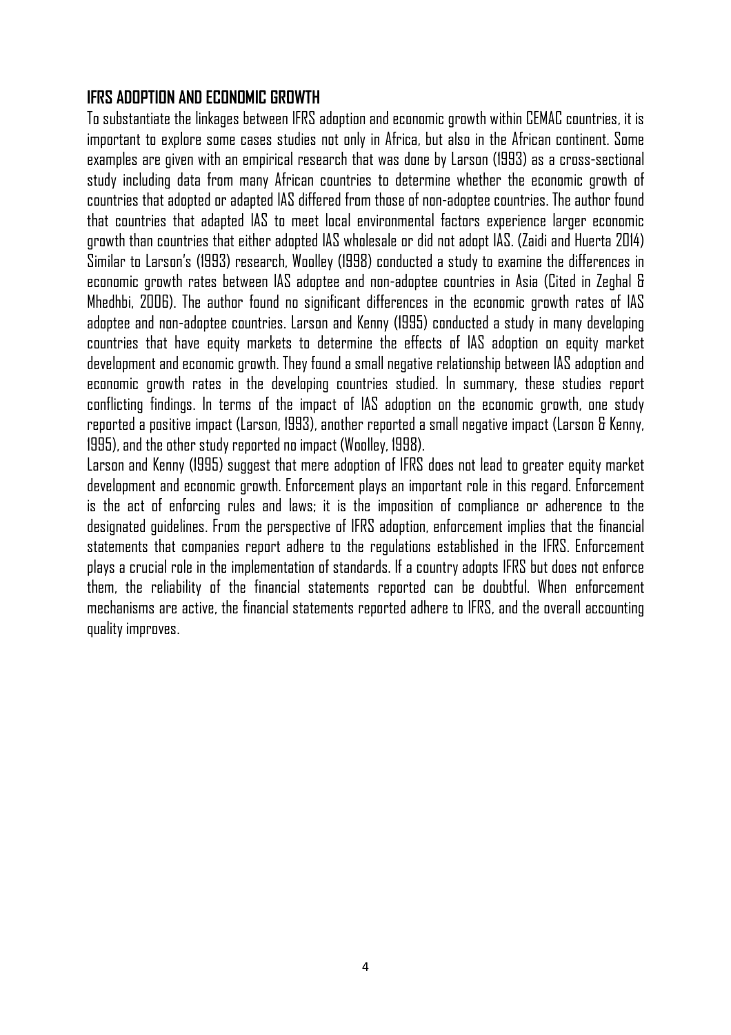## IFRS ADOPTION AND ECONOMIC GROWTH

To substantiate the linkages between IFRS adoption and economic growth within CEMAC countries, it is important to explore some cases studies not only in Africa, but also in the African continent. Some examples are given with an empirical research that was done by Larson (1993) as a cross-sectional study including data from many African countries to determine whether the economic growth of countries that adopted or adapted IAS differed from those of non-adoptee countries. The author found that countries that adapted IAS to meet local environmental factors experience larger economic growth than countries that either adopted IAS wholesale or did not adopt IAS. (Zaidi and Huerta 2014) Similar to Larson's (1993) research, Woolley (1998) conducted a study to examine the differences in economic growth rates between IAS adoptee and non-adoptee countries in Asia (Cited in Zeghal & Mhedhbi, 2006). The author found no significant differences in the economic growth rates of IAS adoptee and non-adoptee countries. Larson and Kenny (1995) conducted a study in many developing countries that have equity markets to determine the effects of IAS adoption on equity market development and economic growth. They found a small negative relationship between IAS adoption and economic growth rates in the developing countries studied. In summary, these studies report conflicting findings. In terms of the impact of IAS adoption on the economic growth, one study reported a positive impact (Larson, 1993), another reported a small negative impact (Larson & Kenny, 1995), and the other study reported no impact (Woolley, 1998).

Larson and Kenny (1995) suggest that mere adoption of IFRS does not lead to greater equity market development and economic growth. Enforcement plays an important role in this regard. Enforcement is the act of enforcing rules and laws; it is the imposition of compliance or adherence to the designated guidelines. From the perspective of IFRS adoption, enforcement implies that the financial statements that companies report adhere to the regulations established in the IFRS. Enforcement plays a crucial role in the implementation of standards. If a country adopts IFRS but does not enforce them, the reliability of the financial statements reported can be doubtful. When enforcement mechanisms are active, the financial statements reported adhere to IFRS, and the overall accounting quality improves.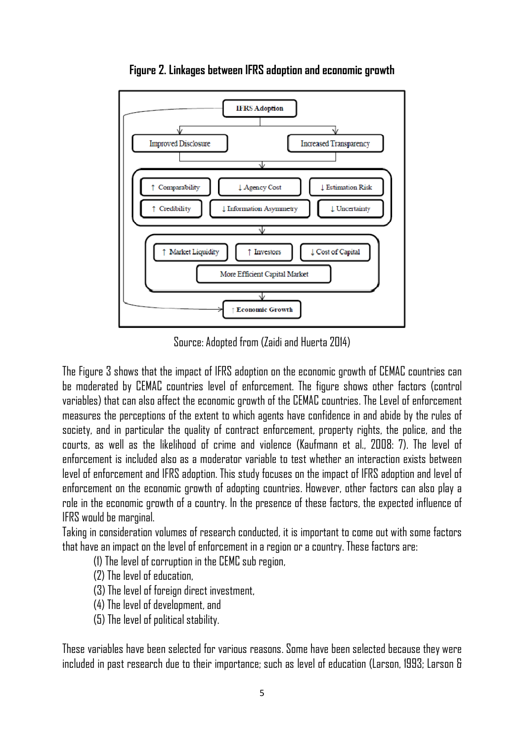**Figure 2. Linkages between IFRS adoption and economic growth**

Source: Adopted from (Zaidi and Huerta 2014)

The Figure 3 shows that the impact of IFRS adoption on the economic growth of CEMAC countries can be moderated by CEMAC countries level of enforcement. The figure shows other factors (control variables) that can also affect the economic growth of the CEMAC countries. The Level of enforcement measures the perceptions of the extent to which agents have confidence in and abide by the rules of society, and in particular the quality of contract enforcement, property rights, the police, and the courts, as well as the likelihood of crime and violence (Kaufmann et al., 2008: 7). The level of enforcement is included also as a moderator variable to test whether an interaction exists between level of enforcement and IFRS adoption. This study focuses on the impact of IFRS adoption and level of enforcement on the economic growth of adopting countries. However, other factors can also play a role in the economic growth of a country. In the presence of these factors, the expected influence of IFRS would be marginal.

Taking in consideration volumes of research conducted, it is important to come out with some factors that have an impact on the level of enforcement in a region or a country. These factors are:

(1) The level of corruption in the CEMC sub region,
(2) The level of education,
(3) The level of foreign direct investment,
(4) The level of development, and
(5) The level of political stability.

These variables have been selected for various reasons. Some have been selected because they were included in past research due to their importance; such as level of education (Larson, 1993; Larson &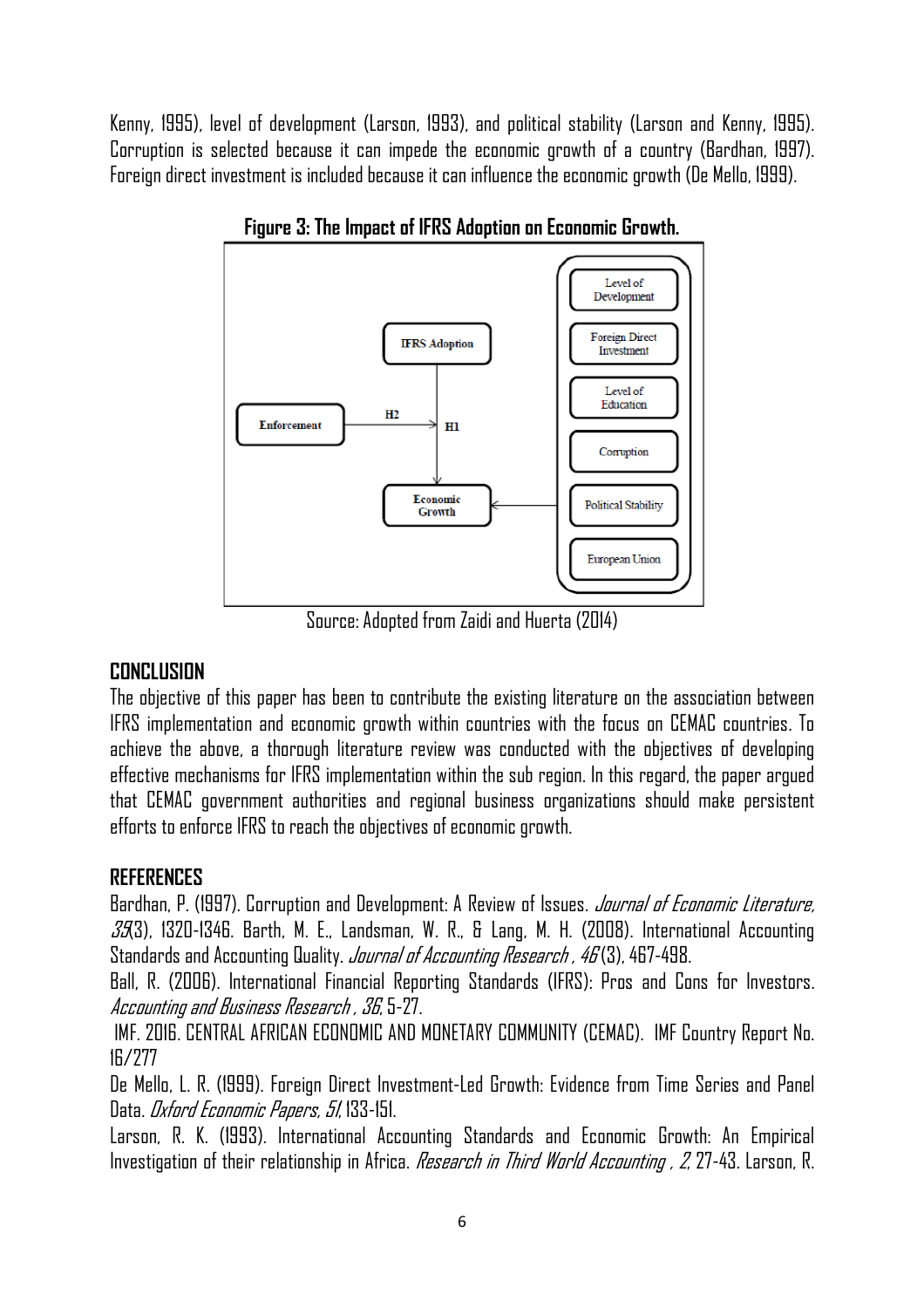Kenny, 1995), level of development (Larson, 1993), and political stability (Larson and Kenny, 1995). Corruption is selected because it can impede the economic growth of a country (Bardhan, 1997). Foreign direct investment is included because it can influence the economic growth (De Mello, 1999).

**Figure 3: The Impact of IFRS Adoption on Economic Growth.**

Source: Adopted from Zaidi and Huerta (2014)

## CONCLUSION

The objective of this paper has been to contribute the existing literature on the association between IFRS implementation and economic growth within countries with the focus on CEMAC countries. To achieve the above, a thorough literature review was conducted with the objectives of developing effective mechanisms for IFRS implementation within the sub region. In this regard, the paper argued that CEMAC government authorities and regional business organizations should make persistent efforts to enforce IFRS to reach the objectives of economic growth.

## REFERENCES

Bardhan, P. (1997). Corruption and Development: A Review of Issues. *Journal of Economic Literature, 35*(3), 1320-1346. Barth, M. E., Landsman, W. R., & Lang, M. H. (2008). International Accounting Standards and Accounting Quality. *Journal of Accounting Research , 46* (3), 467-498.

Ball, R. (2006). International Financial Reporting Standards (IFRS): Pros and Cons for Investors. *Accounting and Business Research , 36*, 5-27.

IMF. 2016. CENTRAL AFRICAN ECONOMIC AND MONETARY COMMUNITY (CEMAC). IMF Country Report No. 16/277

De Mello, L. R. (1999). Foreign Direct Investment-Led Growth: Evidence from Time Series and Panel Data. *Oxford Economic Papers, 51*, 133-151.

Larson, R. K. (1993). International Accounting Standards and Economic Growth: An Empirical Investigation of their relationship in Africa. *Research in Third World Accounting , 2*, 27-43. Larson, R.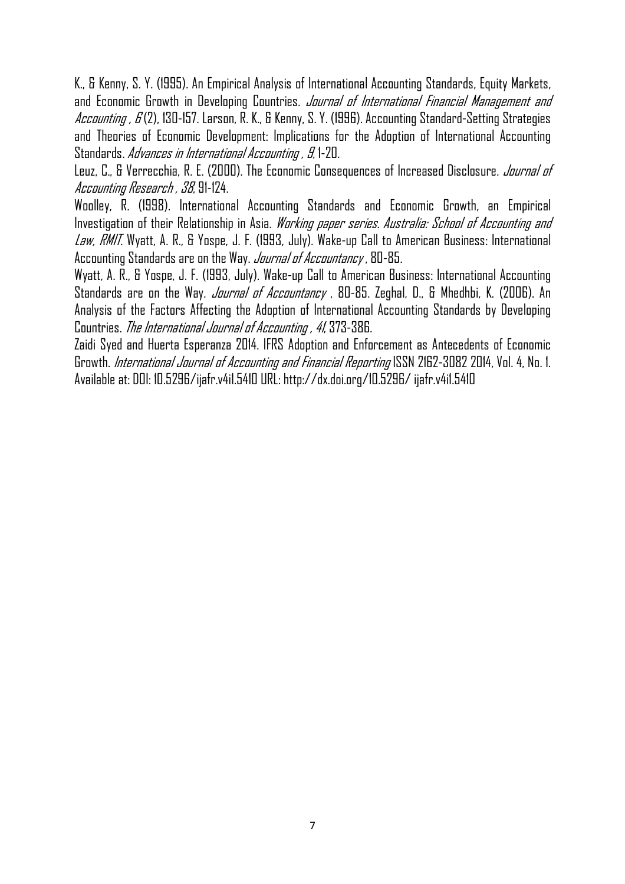K., & Kenny, S. Y. (1995). An Empirical Analysis of International Accounting Standards, Equity Markets, and Economic Growth in Developing Countries. *Journal of International Financial Management and Accounting , 6* (2), 130-157. Larson, R. K., & Kenny, S. Y. (1996). Accounting Standard-Setting Strategies and Theories of Economic Development: Implications for the Adoption of International Accounting Standards. *Advances in International Accounting , 9*, 1-20.

Leuz, C., & Verrecchia, R. E. (2000). The Economic Consequences of Increased Disclosure. *Journal of Accounting Research , 38*, 91-124.

Woolley, R. (1998). International Accounting Standards and Economic Growth, an Empirical Investigation of their Relationship in Asia. *Working paper series. Australia: School of Accounting and Law, RMIT*. Wyatt, A. R., & Yospe, J. F. (1993, July). Wake-up Call to American Business: International Accounting Standards are on the Way. *Journal of Accountancy* , 80-85.

Wyatt, A. R., & Yospe, J. F. (1993, July). Wake-up Call to American Business: International Accounting Standards are on the Way. *Journal of Accountancy* , 80-85. Zeghal, D., & Mhedhbi, K. (2006). An Analysis of the Factors Affecting the Adoption of International Accounting Standards by Developing Countries. *The International Journal of Accounting , 41*, 373-386.

Zaidi Syed and Huerta Esperanza 2014. IFRS Adoption and Enforcement as Antecedents of Economic Growth. *International Journal of Accounting and Financial Reporting* ISSN 2162-3082 2014, Vol. 4, No. 1. Available at: DOI: 10.5296/ijafr.v4i1.5410 URL: http://dx.doi.org/10.5296/ ijafr.v4i1.5410